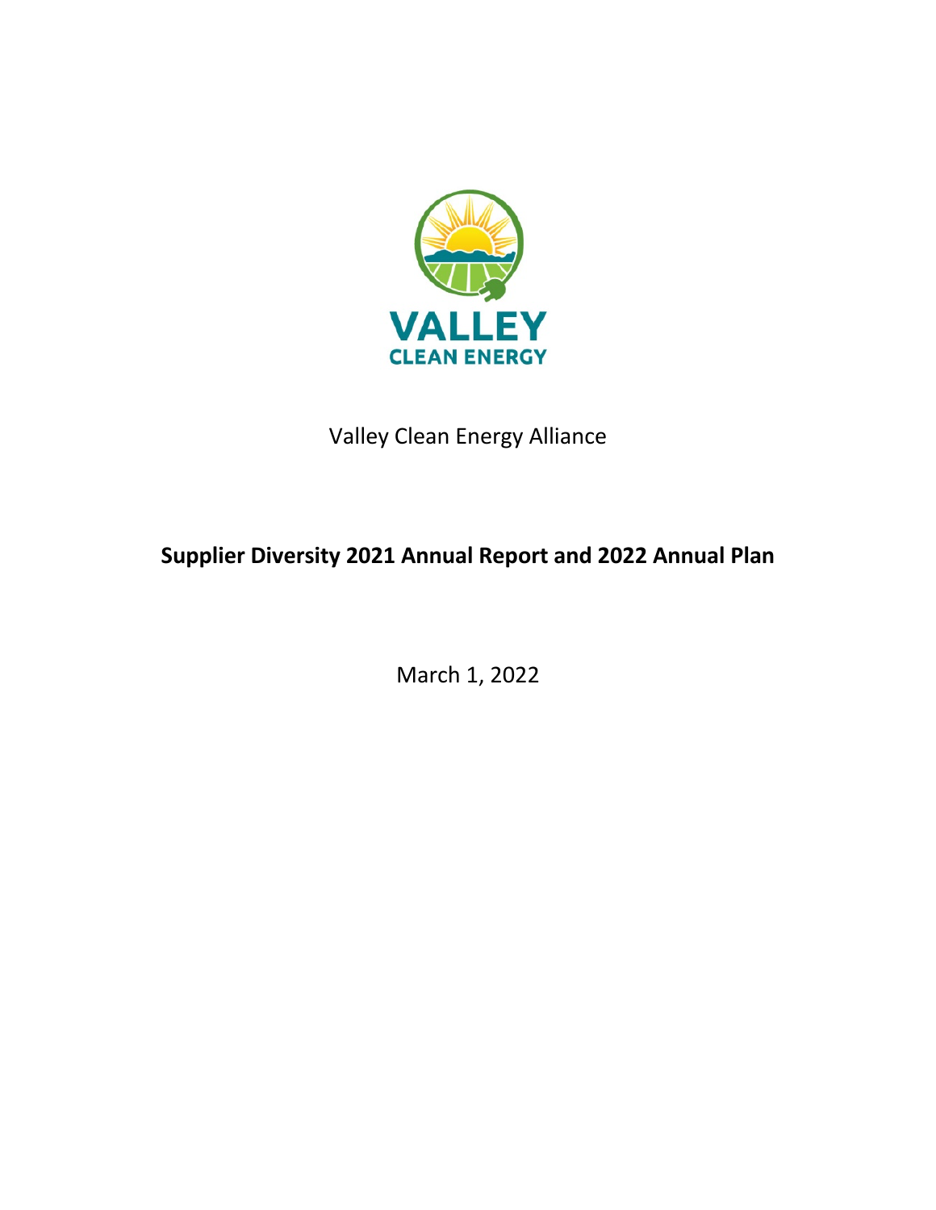Valley Clean Energy Alliance

# Supplier Diversity 2021 Annual Report and 2022 Annual Plan

March 1, 2022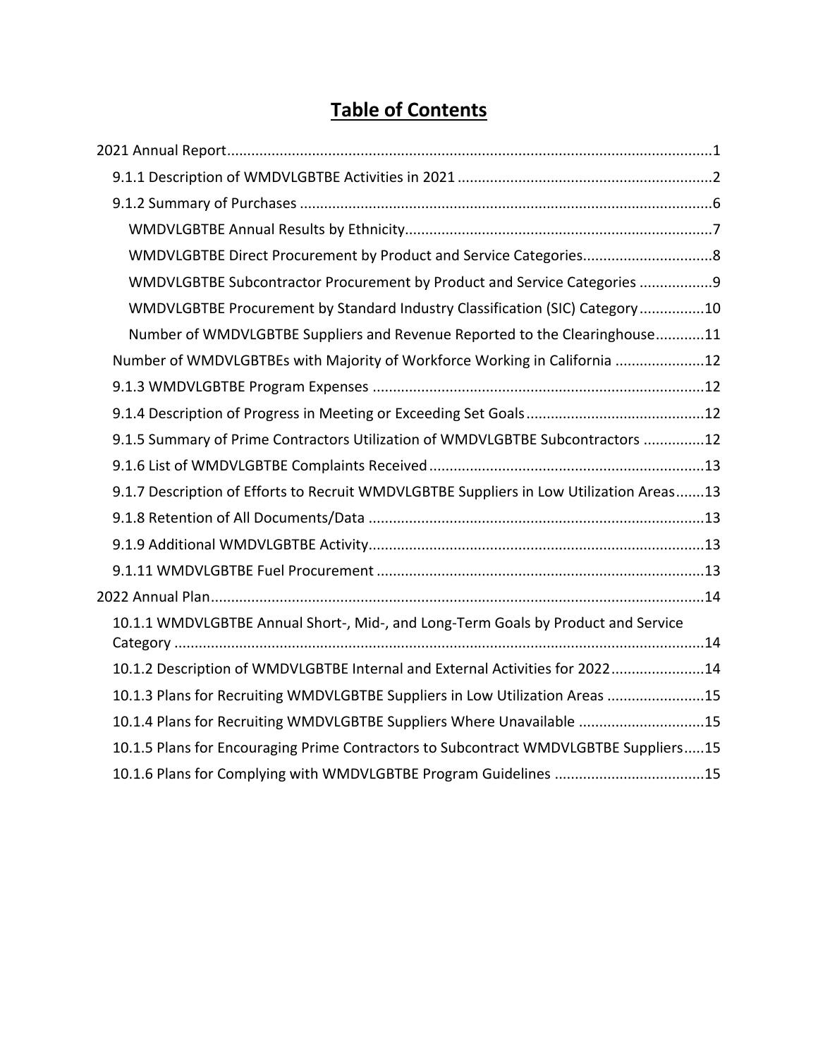# Table of Contents

- 2021 Annual Report.......................................................................................................................1
  - 9.1.1 Description of WMDVLGBTBE Activities in 2021..............................................................2
  - 9.1.2 Summary of Purchases.....................................................................................................6
    - WMDVLGBTBE Annual Results by Ethnicity...........................................................................7
    - WMDVLGBTBE Direct Procurement by Product and Service Categories................................8
    - WMDVLGBTBE Subcontractor Procurement by Product and Service Categories..................9
    - WMDVLGBTBE Procurement by Standard Industry Classification (SIC) Category................10
    - Number of WMDVLGBTBE Suppliers and Revenue Reported to the Clearinghouse............11
  - Number of WMDVLGBTBEs with Majority of Workforce Working in California.....................12
  - 9.1.3 WMDVLGBTBE Program Expenses.................................................................................12
  - 9.1.4 Description of Progress in Meeting or Exceeding Set Goals............................................12
  - 9.1.5 Summary of Prime Contractors Utilization of WMDVLGBTBE Subcontractors...............12
  - 9.1.6 List of WMDVLGBTBE Complaints Received...................................................................13
  - 9.1.7 Description of Efforts to Recruit WMDVLGBTBE Suppliers in Low Utilization Areas.......13
  - 9.1.8 Retention of All Documents/Data..................................................................................13
  - 9.1.9 Additional WMDVLGBTBE Activity..................................................................................13
  - 9.1.11 WMDVLGBTBE Fuel Procurement................................................................................13
- 2022 Annual Plan.........................................................................................................................14
  - 10.1.1 WMDVLGBTBE Annual Short-, Mid-, and Long-Term Goals by Product and Service Category..................................................................................................................................14
  - 10.1.2 Description of WMDVLGBTBE Internal and External Activities for 2022.......................14
  - 10.1.3 Plans for Recruiting WMDVLGBTBE Suppliers in Low Utilization Areas........................15
  - 10.1.4 Plans for Recruiting WMDVLGBTBE Suppliers Where Unavailable...............................15
  - 10.1.5 Plans for Encouraging Prime Contractors to Subcontract WMDVLGBTBE Suppliers.....15
  - 10.1.6 Plans for Complying with WMDVLGBTBE Program Guidelines....................................15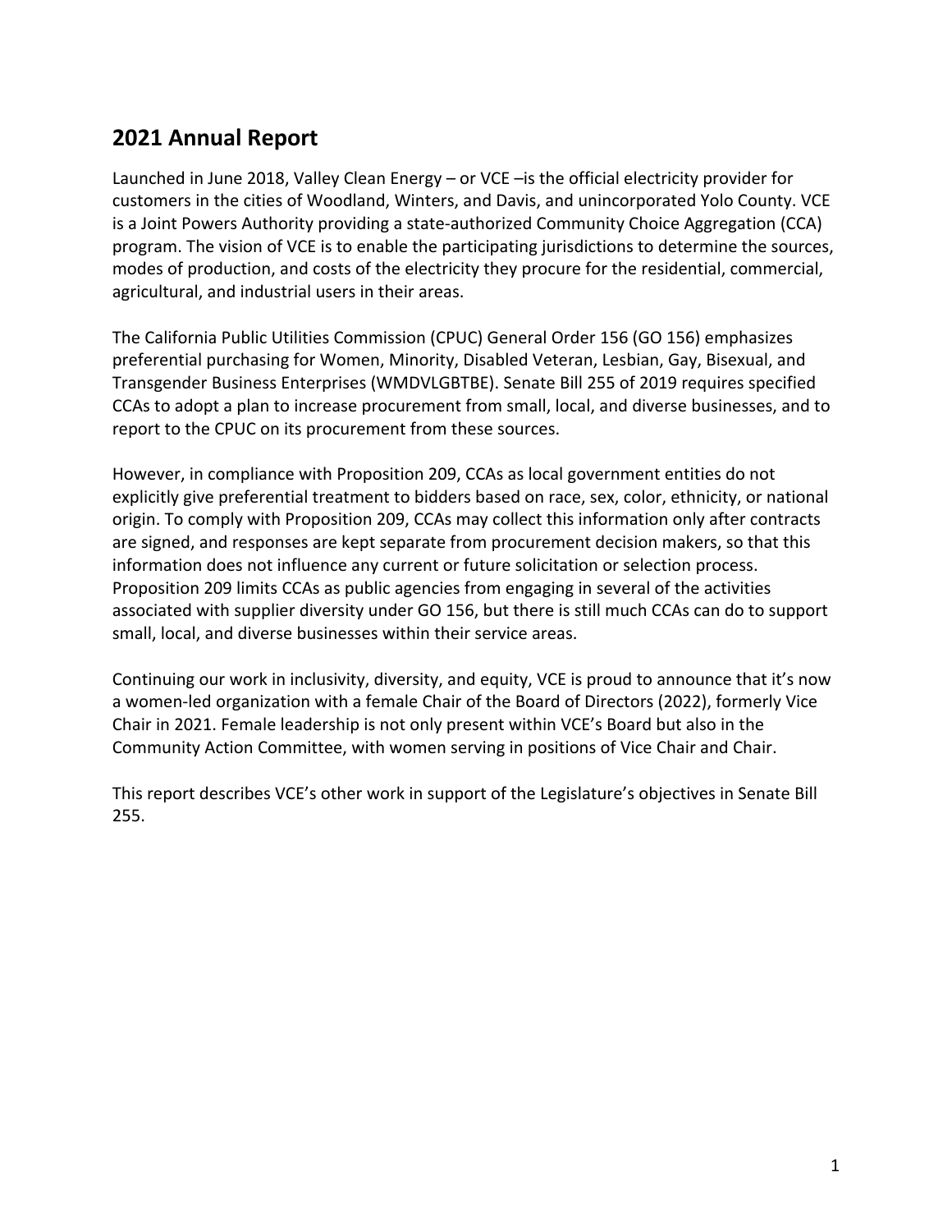## 2021 Annual Report

Launched in June 2018, Valley Clean Energy – or VCE –is the official electricity provider for customers in the cities of Woodland, Winters, and Davis, and unincorporated Yolo County. VCE is a Joint Powers Authority providing a state-authorized Community Choice Aggregation (CCA) program. The vision of VCE is to enable the participating jurisdictions to determine the sources, modes of production, and costs of the electricity they procure for the residential, commercial, agricultural, and industrial users in their areas.

The California Public Utilities Commission (CPUC) General Order 156 (GO 156) emphasizes preferential purchasing for Women, Minority, Disabled Veteran, Lesbian, Gay, Bisexual, and Transgender Business Enterprises (WMDVLGBTBE). Senate Bill 255 of 2019 requires specified CCAs to adopt a plan to increase procurement from small, local, and diverse businesses, and to report to the CPUC on its procurement from these sources.

However, in compliance with Proposition 209, CCAs as local government entities do not explicitly give preferential treatment to bidders based on race, sex, color, ethnicity, or national origin. To comply with Proposition 209, CCAs may collect this information only after contracts are signed, and responses are kept separate from procurement decision makers, so that this information does not influence any current or future solicitation or selection process. Proposition 209 limits CCAs as public agencies from engaging in several of the activities associated with supplier diversity under GO 156, but there is still much CCAs can do to support small, local, and diverse businesses within their service areas.

Continuing our work in inclusivity, diversity, and equity, VCE is proud to announce that it's now a women-led organization with a female Chair of the Board of Directors (2022), formerly Vice Chair in 2021. Female leadership is not only present within VCE's Board but also in the Community Action Committee, with women serving in positions of Vice Chair and Chair.

This report describes VCE's other work in support of the Legislature's objectives in Senate Bill 255.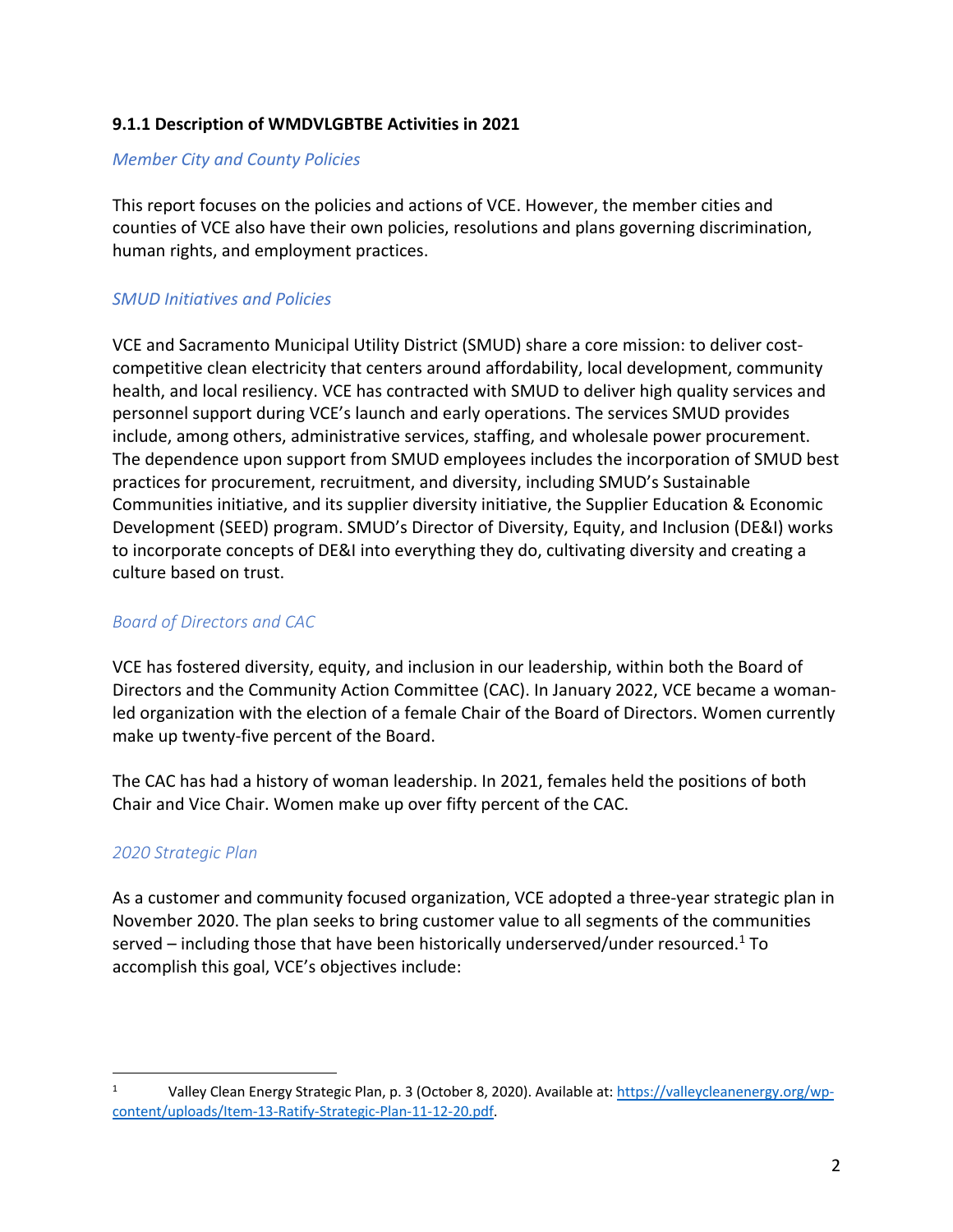### 9.1.1 Description of WMDVLGBTBE Activities in 2021

*Member City and County Policies*

This report focuses on the policies and actions of VCE. However, the member cities and counties of VCE also have their own policies, resolutions and plans governing discrimination, human rights, and employment practices.

*SMUD Initiatives and Policies*

VCE and Sacramento Municipal Utility District (SMUD) share a core mission: to deliver cost-competitive clean electricity that centers around affordability, local development, community health, and local resiliency. VCE has contracted with SMUD to deliver high quality services and personnel support during VCE's launch and early operations. The services SMUD provides include, among others, administrative services, staffing, and wholesale power procurement. The dependence upon support from SMUD employees includes the incorporation of SMUD best practices for procurement, recruitment, and diversity, including SMUD's Sustainable Communities initiative, and its supplier diversity initiative, the Supplier Education & Economic Development (SEED) program. SMUD's Director of Diversity, Equity, and Inclusion (DE&I) works to incorporate concepts of DE&I into everything they do, cultivating diversity and creating a culture based on trust.

*Board of Directors and CAC*

VCE has fostered diversity, equity, and inclusion in our leadership, within both the Board of Directors and the Community Action Committee (CAC). In January 2022, VCE became a woman-led organization with the election of a female Chair of the Board of Directors. Women currently make up twenty-five percent of the Board.

The CAC has had a history of woman leadership. In 2021, females held the positions of both Chair and Vice Chair. Women make up over fifty percent of the CAC.

*2020 Strategic Plan*

As a customer and community focused organization, VCE adopted a three-year strategic plan in November 2020. The plan seeks to bring customer value to all segments of the communities served – including those that have been historically underserved/under resourced.[1] To accomplish this goal, VCE's objectives include:

---

[1] Valley Clean Energy Strategic Plan, p. 3 (October 8, 2020). Available at: https://valleycleanenergy.org/wp-content/uploads/Item-13-Ratify-Strategic-Plan-11-12-20.pdf.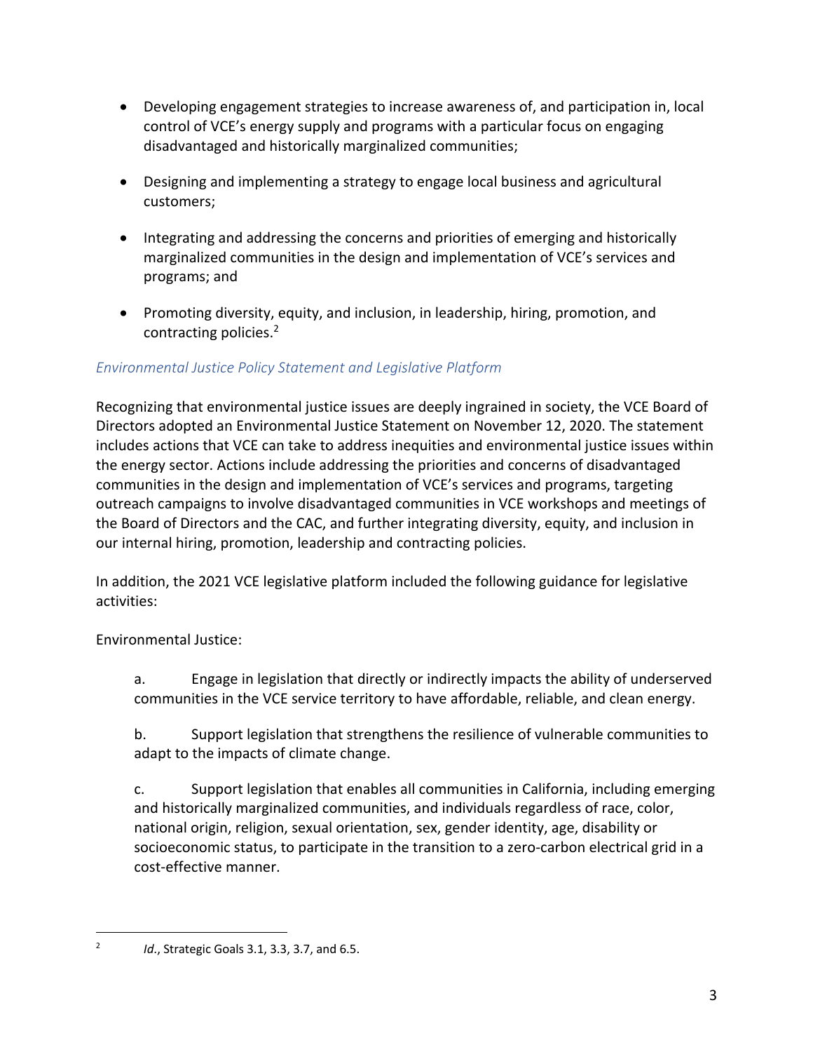- Developing engagement strategies to increase awareness of, and participation in, local control of VCE's energy supply and programs with a particular focus on engaging disadvantaged and historically marginalized communities;
- Designing and implementing a strategy to engage local business and agricultural customers;
- Integrating and addressing the concerns and priorities of emerging and historically marginalized communities in the design and implementation of VCE's services and programs; and
- Promoting diversity, equity, and inclusion, in leadership, hiring, promotion, and contracting policies.[2]

### *Environmental Justice Policy Statement and Legislative Platform*

Recognizing that environmental justice issues are deeply ingrained in society, the VCE Board of Directors adopted an Environmental Justice Statement on November 12, 2020. The statement includes actions that VCE can take to address inequities and environmental justice issues within the energy sector. Actions include addressing the priorities and concerns of disadvantaged communities in the design and implementation of VCE's services and programs, targeting outreach campaigns to involve disadvantaged communities in VCE workshops and meetings of the Board of Directors and the CAC, and further integrating diversity, equity, and inclusion in our internal hiring, promotion, leadership and contracting policies.

In addition, the 2021 VCE legislative platform included the following guidance for legislative activities:

Environmental Justice:

a. Engage in legislation that directly or indirectly impacts the ability of underserved communities in the VCE service territory to have affordable, reliable, and clean energy.

b. Support legislation that strengthens the resilience of vulnerable communities to adapt to the impacts of climate change.

c. Support legislation that enables all communities in California, including emerging and historically marginalized communities, and individuals regardless of race, color, national origin, religion, sexual orientation, sex, gender identity, age, disability or socioeconomic status, to participate in the transition to a zero-carbon electrical grid in a cost-effective manner.

---

[2] *Id.*, Strategic Goals 3.1, 3.3, 3.7, and 6.5.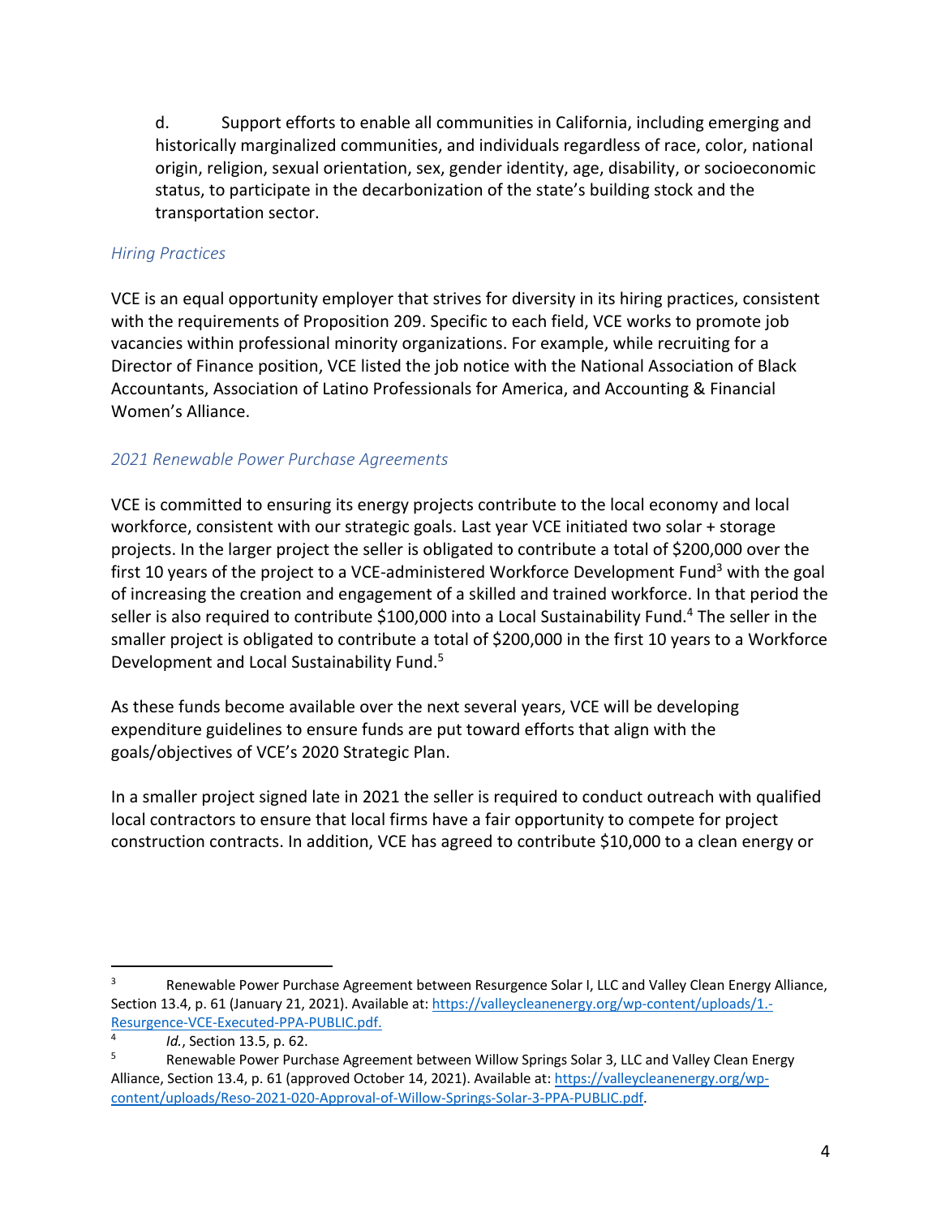d. Support efforts to enable all communities in California, including emerging and historically marginalized communities, and individuals regardless of race, color, national origin, religion, sexual orientation, sex, gender identity, age, disability, or socioeconomic status, to participate in the decarbonization of the state's building stock and the transportation sector.

*Hiring Practices*

VCE is an equal opportunity employer that strives for diversity in its hiring practices, consistent with the requirements of Proposition 209. Specific to each field, VCE works to promote job vacancies within professional minority organizations. For example, while recruiting for a Director of Finance position, VCE listed the job notice with the National Association of Black Accountants, Association of Latino Professionals for America, and Accounting & Financial Women's Alliance.

*2021 Renewable Power Purchase Agreements*

VCE is committed to ensuring its energy projects contribute to the local economy and local workforce, consistent with our strategic goals. Last year VCE initiated two solar + storage projects. In the larger project the seller is obligated to contribute a total of $200,000 over the first 10 years of the project to a VCE-administered Workforce Development Fund[3] with the goal of increasing the creation and engagement of a skilled and trained workforce. In that period the seller is also required to contribute $100,000 into a Local Sustainability Fund.[4] The seller in the smaller project is obligated to contribute a total of $200,000 in the first 10 years to a Workforce Development and Local Sustainability Fund.[5]

As these funds become available over the next several years, VCE will be developing expenditure guidelines to ensure funds are put toward efforts that align with the goals/objectives of VCE's 2020 Strategic Plan.

In a smaller project signed late in 2021 the seller is required to conduct outreach with qualified local contractors to ensure that local firms have a fair opportunity to compete for project construction contracts. In addition, VCE has agreed to contribute $10,000 to a clean energy or

---

[3] Renewable Power Purchase Agreement between Resurgence Solar I, LLC and Valley Clean Energy Alliance, Section 13.4, p. 61 (January 21, 2021). Available at: https://valleycleanenergy.org/wp-content/uploads/1.-Resurgence-VCE-Executed-PPA-PUBLIC.pdf.

[4] *Id.*, Section 13.5, p. 62.

[5] Renewable Power Purchase Agreement between Willow Springs Solar 3, LLC and Valley Clean Energy Alliance, Section 13.4, p. 61 (approved October 14, 2021). Available at: https://valleycleanenergy.org/wp-content/uploads/Reso-2021-020-Approval-of-Willow-Springs-Solar-3-PPA-PUBLIC.pdf.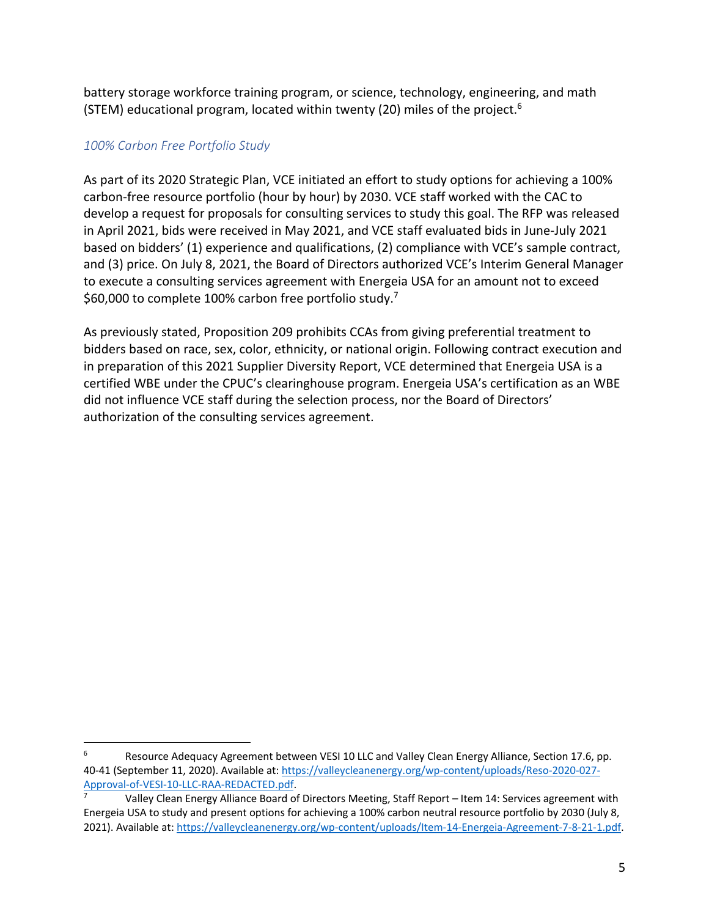battery storage workforce training program, or science, technology, engineering, and math (STEM) educational program, located within twenty (20) miles of the project.[6]

### *100% Carbon Free Portfolio Study*

As part of its 2020 Strategic Plan, VCE initiated an effort to study options for achieving a 100% carbon-free resource portfolio (hour by hour) by 2030. VCE staff worked with the CAC to develop a request for proposals for consulting services to study this goal. The RFP was released in April 2021, bids were received in May 2021, and VCE staff evaluated bids in June-July 2021 based on bidders' (1) experience and qualifications, (2) compliance with VCE's sample contract, and (3) price. On July 8, 2021, the Board of Directors authorized VCE's Interim General Manager to execute a consulting services agreement with Energeia USA for an amount not to exceed $60,000 to complete 100% carbon free portfolio study.[7]

As previously stated, Proposition 209 prohibits CCAs from giving preferential treatment to bidders based on race, sex, color, ethnicity, or national origin. Following contract execution and in preparation of this 2021 Supplier Diversity Report, VCE determined that Energeia USA is a certified WBE under the CPUC's clearinghouse program. Energeia USA's certification as an WBE did not influence VCE staff during the selection process, nor the Board of Directors' authorization of the consulting services agreement.

---

[6] Resource Adequacy Agreement between VESI 10 LLC and Valley Clean Energy Alliance, Section 17.6, pp. 40-41 (September 11, 2020). Available at: https://valleycleanenergy.org/wp-content/uploads/Reso-2020-027-Approval-of-VESI-10-LLC-RAA-REDACTED.pdf.

[7] Valley Clean Energy Alliance Board of Directors Meeting, Staff Report – Item 14: Services agreement with Energeia USA to study and present options for achieving a 100% carbon neutral resource portfolio by 2030 (July 8, 2021). Available at: https://valleycleanenergy.org/wp-content/uploads/Item-14-Energeia-Agreement-7-8-21-1.pdf.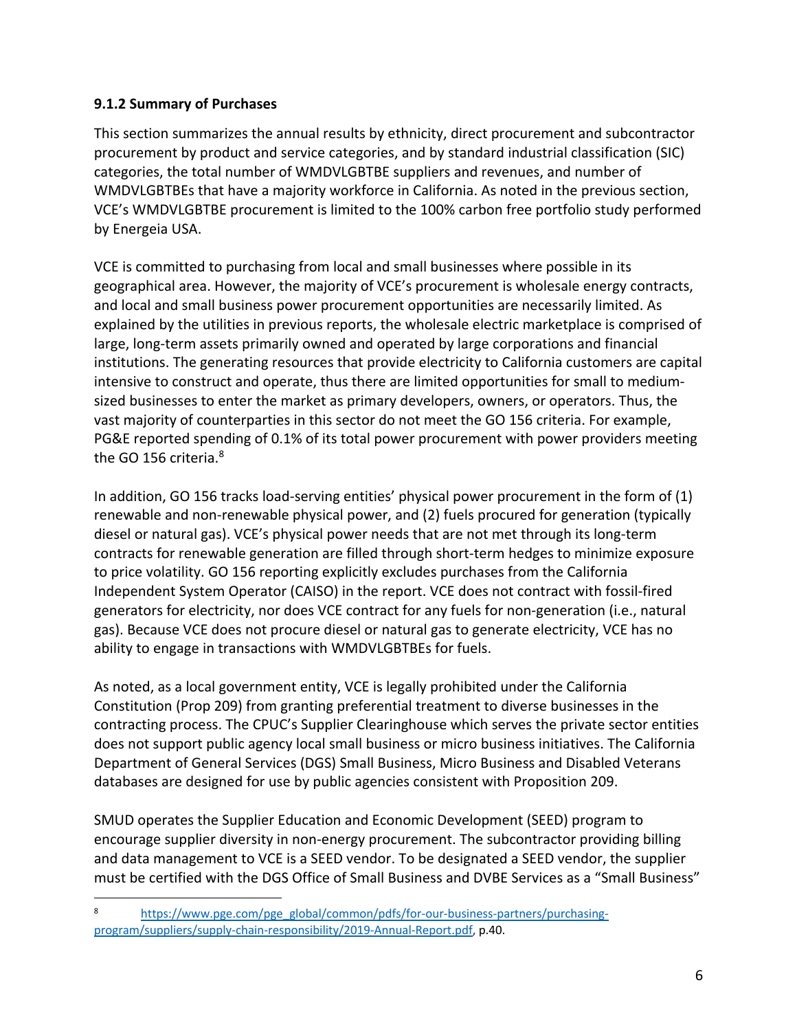### 9.1.2 Summary of Purchases

This section summarizes the annual results by ethnicity, direct procurement and subcontractor procurement by product and service categories, and by standard industrial classification (SIC) categories, the total number of WMDVLGBTBE suppliers and revenues, and number of WMDVLGBTBEs that have a majority workforce in California. As noted in the previous section, VCE's WMDVLGBTBE procurement is limited to the 100% carbon free portfolio study performed by Energeia USA.

VCE is committed to purchasing from local and small businesses where possible in its geographical area. However, the majority of VCE's procurement is wholesale energy contracts, and local and small business power procurement opportunities are necessarily limited. As explained by the utilities in previous reports, the wholesale electric marketplace is comprised of large, long-term assets primarily owned and operated by large corporations and financial institutions. The generating resources that provide electricity to California customers are capital intensive to construct and operate, thus there are limited opportunities for small to medium-sized businesses to enter the market as primary developers, owners, or operators. Thus, the vast majority of counterparties in this sector do not meet the GO 156 criteria. For example, PG&E reported spending of 0.1% of its total power procurement with power providers meeting the GO 156 criteria.[8]

In addition, GO 156 tracks load-serving entities' physical power procurement in the form of (1) renewable and non-renewable physical power, and (2) fuels procured for generation (typically diesel or natural gas). VCE's physical power needs that are not met through its long-term contracts for renewable generation are filled through short-term hedges to minimize exposure to price volatility. GO 156 reporting explicitly excludes purchases from the California Independent System Operator (CAISO) in the report. VCE does not contract with fossil-fired generators for electricity, nor does VCE contract for any fuels for non-generation (i.e., natural gas). Because VCE does not procure diesel or natural gas to generate electricity, VCE has no ability to engage in transactions with WMDVLGBTBEs for fuels.

As noted, as a local government entity, VCE is legally prohibited under the California Constitution (Prop 209) from granting preferential treatment to diverse businesses in the contracting process. The CPUC's Supplier Clearinghouse which serves the private sector entities does not support public agency local small business or micro business initiatives. The California Department of General Services (DGS) Small Business, Micro Business and Disabled Veterans databases are designed for use by public agencies consistent with Proposition 209.

SMUD operates the Supplier Education and Economic Development (SEED) program to encourage supplier diversity in non-energy procurement. The subcontractor providing billing and data management to VCE is a SEED vendor. To be designated a SEED vendor, the supplier must be certified with the DGS Office of Small Business and DVBE Services as a "Small Business"

---

[8] https://www.pge.com/pge_global/common/pdfs/for-our-business-partners/purchasing-program/suppliers/supply-chain-responsibility/2019-Annual-Report.pdf, p.40.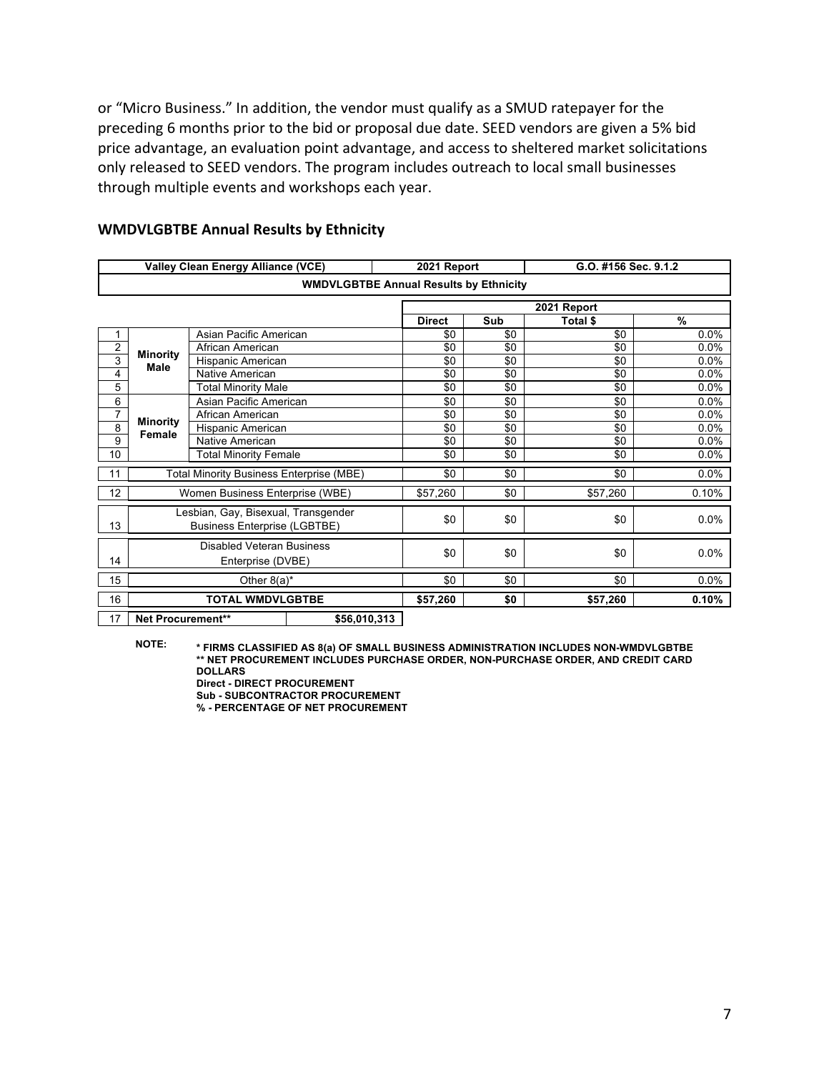or “Micro Business.” In addition, the vendor must qualify as a SMUD ratepayer for the preceding 6 months prior to the bid or proposal due date. SEED vendors are given a 5% bid price advantage, an evaluation point advantage, and access to sheltered market solicitations only released to SEED vendors. The program includes outreach to local small businesses through multiple events and workshops each year.

### WMDVLGBTBE Annual Results by Ethnicity

| Valley Clean Energy Alliance (VCE) | | | 2021 Report | | G.O. #156 Sec. 9.1.2 | |
|---|---|---|---|---|---|---|
| **WMDVLGBTBE Annual Results by Ethnicity** | | | | | | |
| | | | **2021 Report** | | | |
| | | | **Direct** | **Sub** | **Total $** | **%** |
| 1 | **Minority Male** | Asian Pacific American | $0 | $0 | $0 | 0.0% |
| 2 | | African American | $0 | $0 | $0 | 0.0% |
| 3 | | Hispanic American | $0 | $0 | $0 | 0.0% |
| 4 | | Native American | $0 | $0 | $0 | 0.0% |
| 5 | | Total Minority Male | $0 | $0 | $0 | 0.0% |
| 6 | **Minority Female** | Asian Pacific American | $0 | $0 | $0 | 0.0% |
| 7 | | African American | $0 | $0 | $0 | 0.0% |
| 8 | | Hispanic American | $0 | $0 | $0 | 0.0% |
| 9 | | Native American | $0 | $0 | $0 | 0.0% |
| 10 | | Total Minority Female | $0 | $0 | $0 | 0.0% |
| 11 | Total Minority Business Enterprise (MBE) | | $0 | $0 | $0 | 0.0% |
| 12 | Women Business Enterprise (WBE) | | $57,260 | $0 | $57,260 | 0.10% |
| 13 | Lesbian, Gay, Bisexual, Transgender Business Enterprise (LGBTBE) | | $0 | $0 | $0 | 0.0% |
| 14 | Disabled Veteran Business Enterprise (DVBE) | | $0 | $0 | $0 | 0.0% |
| 15 | Other 8(a)* | | $0 | $0 | $0 | 0.0% |
| 16 | **TOTAL WMDVLGBTBE** | | **$57,260** | **$0** | **$57,260** | **0.10%** |
| 17 | **Net Procurement**** | **$56,010,313** | | | | |

**NOTE:**
**\* FIRMS CLASSIFIED AS 8(a) OF SMALL BUSINESS ADMINISTRATION INCLUDES NON-WMDVLGBTBE**
**\*\* NET PROCUREMENT INCLUDES PURCHASE ORDER, NON-PURCHASE ORDER, AND CREDIT CARD DOLLARS**
**Direct - DIRECT PROCUREMENT**
**Sub - SUBCONTRACTOR PROCUREMENT**
**% - PERCENTAGE OF NET PROCUREMENT**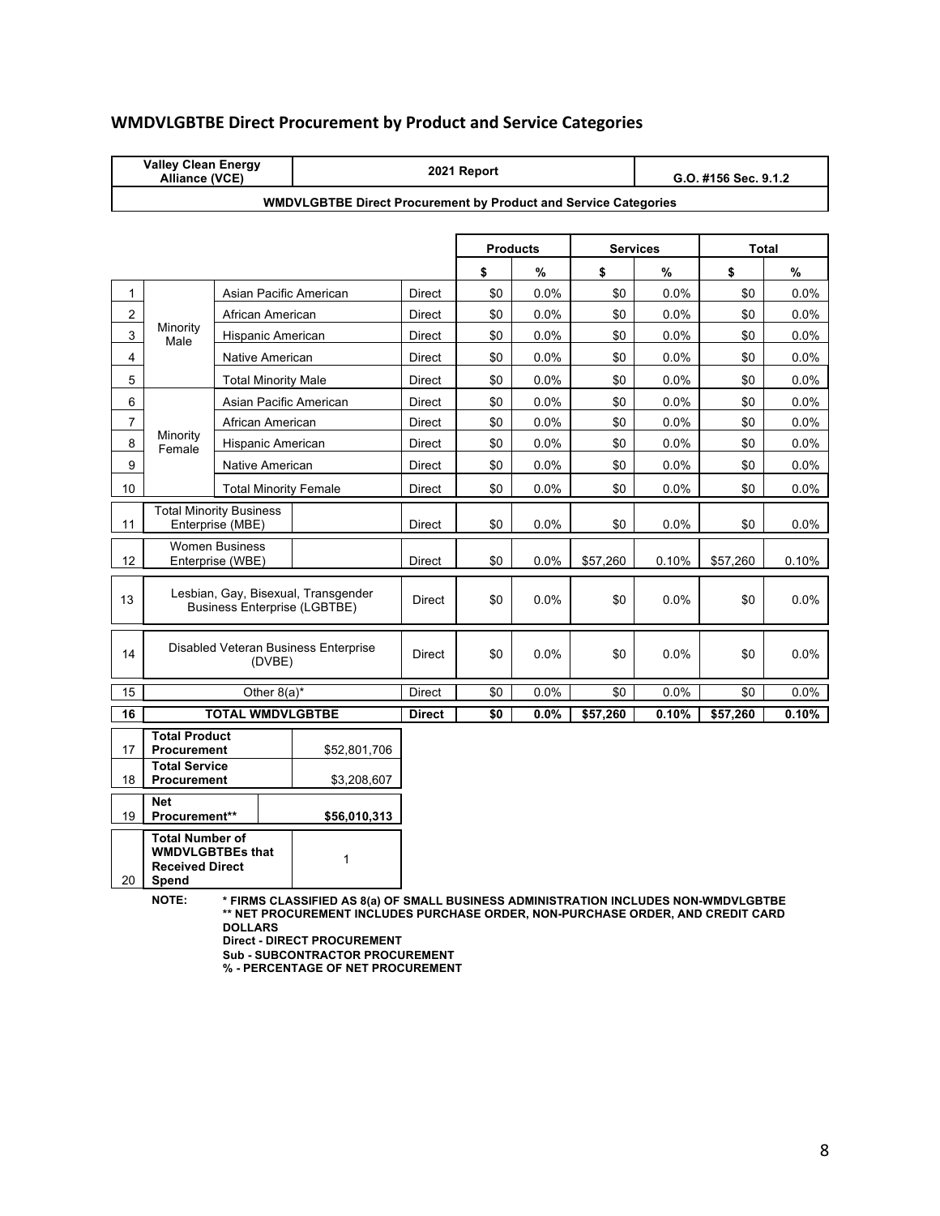## WMDVLGBTBE Direct Procurement by Product and Service Categories

| Valley Clean Energy Alliance (VCE) | 2021 Report | G.O. #156 Sec. 9.1.2 |
|---|---|---|
| WMDVLGBTBE Direct Procurement by Product and Service Categories | | |

| | | | | Products | | Services | | Total | |
|---|---|---|---|---|---|---|---|---|---|
| | | | | $ | % | $ | % | $ | % |
| 1 | Minority Male | Asian Pacific American | Direct | $0 | 0.0% | $0 | 0.0% | $0 | 0.0% |
| 2 | | African American | Direct | $0 | 0.0% | $0 | 0.0% | $0 | 0.0% |
| 3 | | Hispanic American | Direct | $0 | 0.0% | $0 | 0.0% | $0 | 0.0% |
| 4 | | Native American | Direct | $0 | 0.0% | $0 | 0.0% | $0 | 0.0% |
| 5 | | Total Minority Male | Direct | $0 | 0.0% | $0 | 0.0% | $0 | 0.0% |
| 6 | Minority Female | Asian Pacific American | Direct | $0 | 0.0% | $0 | 0.0% | $0 | 0.0% |
| 7 | | African American | Direct | $0 | 0.0% | $0 | 0.0% | $0 | 0.0% |
| 8 | | Hispanic American | Direct | $0 | 0.0% | $0 | 0.0% | $0 | 0.0% |
| 9 | | Native American | Direct | $0 | 0.0% | $0 | 0.0% | $0 | 0.0% |
| 10 | | Total Minority Female | Direct | $0 | 0.0% | $0 | 0.0% | $0 | 0.0% |
| 11 | Total Minority Business Enterprise (MBE) | | Direct | $0 | 0.0% | $0 | 0.0% | $0 | 0.0% |
| 12 | Women Business Enterprise (WBE) | | Direct | $0 | 0.0% | $57,260 | 0.10% | $57,260 | 0.10% |
| 13 | Lesbian, Gay, Bisexual, Transgender Business Enterprise (LGBTBE) | | Direct | $0 | 0.0% | $0 | 0.0% | $0 | 0.0% |
| 14 | Disabled Veteran Business Enterprise (DVBE) | | Direct | $0 | 0.0% | $0 | 0.0% | $0 | 0.0% |
| 15 | Other 8(a)* | | Direct | $0 | 0.0% | $0 | 0.0% | $0 | 0.0% |
| **16** | **TOTAL WMDVLGBTBE** | | **Direct** | **$0** | **0.0%** | **$57,260** | **0.10%** | **$57,260** | **0.10%** |

| | | |
|---|---|---|
| 17 | **Total Product Procurement** | $52,801,706 |
| 18 | **Total Service Procurement** | $3,208,607 |
| 19 | **Net Procurement**** | **$56,010,313** |
| 20 | **Total Number of WMDVLGBTBEs that Received Direct Spend** | 1 |

**NOTE:**
**\* FIRMS CLASSIFIED AS 8(a) OF SMALL BUSINESS ADMINISTRATION INCLUDES NON-WMDVLGBTBE**
**\*\* NET PROCUREMENT INCLUDES PURCHASE ORDER, NON-PURCHASE ORDER, AND CREDIT CARD DOLLARS**
**Direct - DIRECT PROCUREMENT**
**Sub - SUBCONTRACTOR PROCUREMENT**
**% - PERCENTAGE OF NET PROCUREMENT**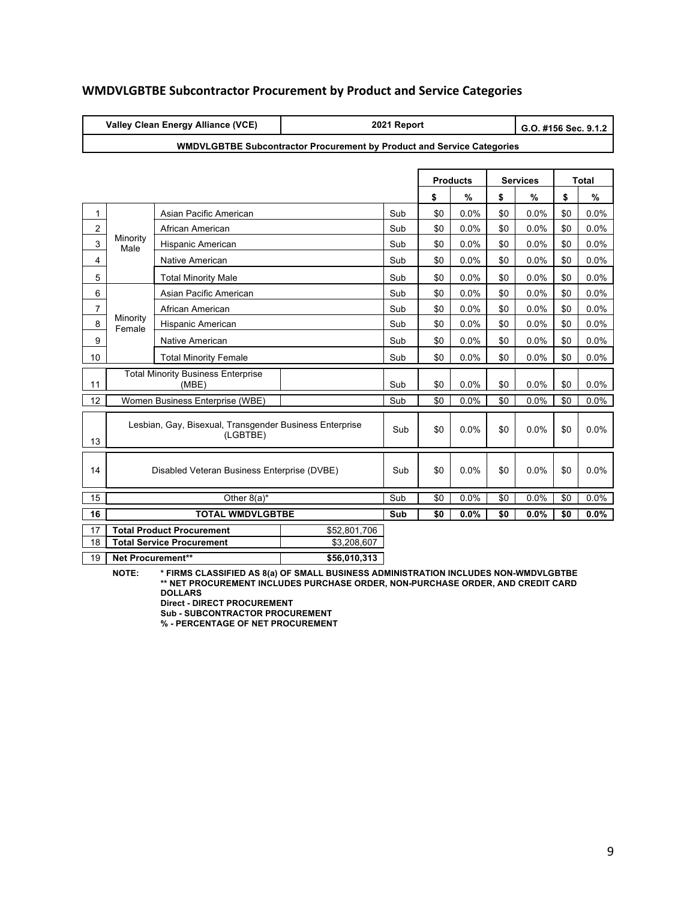## WMDVLGBTBE Subcontractor Procurement by Product and Service Categories

| Valley Clean Energy Alliance (VCE) | 2021 Report | G.O. #156 Sec. 9.1.2 |
|---|---|---|
| WMDVLGBTBE Subcontractor Procurement by Product and Service Categories | | |

| | | | | Products | | Services | | Total | |
|---|---|---|---|---|---|---|---|---|---|
| | | | | $ | % | $ | % | $ | % |
| 1 | Minority Male | Asian Pacific American | Sub | $0 | 0.0% | $0 | 0.0% | $0 | 0.0% |
| 2 | | African American | Sub | $0 | 0.0% | $0 | 0.0% | $0 | 0.0% |
| 3 | | Hispanic American | Sub | $0 | 0.0% | $0 | 0.0% | $0 | 0.0% |
| 4 | | Native American | Sub | $0 | 0.0% | $0 | 0.0% | $0 | 0.0% |
| 5 | | Total Minority Male | Sub | $0 | 0.0% | $0 | 0.0% | $0 | 0.0% |
| 6 | Minority Female | Asian Pacific American | Sub | $0 | 0.0% | $0 | 0.0% | $0 | 0.0% |
| 7 | | African American | Sub | $0 | 0.0% | $0 | 0.0% | $0 | 0.0% |
| 8 | | Hispanic American | Sub | $0 | 0.0% | $0 | 0.0% | $0 | 0.0% |
| 9 | | Native American | Sub | $0 | 0.0% | $0 | 0.0% | $0 | 0.0% |
| 10 | | Total Minority Female | Sub | $0 | 0.0% | $0 | 0.0% | $0 | 0.0% |
| 11 | Total Minority Business Enterprise (MBE) | | Sub | $0 | 0.0% | $0 | 0.0% | $0 | 0.0% |
| 12 | Women Business Enterprise (WBE) | | Sub | $0 | 0.0% | $0 | 0.0% | $0 | 0.0% |
| 13 | Lesbian, Gay, Bisexual, Transgender Business Enterprise (LGBTBE) | | Sub | $0 | 0.0% | $0 | 0.0% | $0 | 0.0% |
| 14 | Disabled Veteran Business Enterprise (DVBE) | | Sub | $0 | 0.0% | $0 | 0.0% | $0 | 0.0% |
| 15 | Other 8(a)* | | Sub | $0 | 0.0% | $0 | 0.0% | $0 | 0.0% |
| **16** | **TOTAL WMDVLGBTBE** | | **Sub** | **$0** | **0.0%** | **$0** | **0.0%** | **$0** | **0.0%** |

| | | |
|---|---|---|
| 17 | **Total Product Procurement** | $52,801,706 |
| 18 | **Total Service Procurement** | $3,208,607 |
| 19 | **Net Procurement**** | **$56,010,313** |

**NOTE:**
**\* FIRMS CLASSIFIED AS 8(a) OF SMALL BUSINESS ADMINISTRATION INCLUDES NON-WMDVLGBTBE**
**\*\* NET PROCUREMENT INCLUDES PURCHASE ORDER, NON-PURCHASE ORDER, AND CREDIT CARD DOLLARS**
**Direct - DIRECT PROCUREMENT**
**Sub - SUBCONTRACTOR PROCUREMENT**
**% - PERCENTAGE OF NET PROCUREMENT**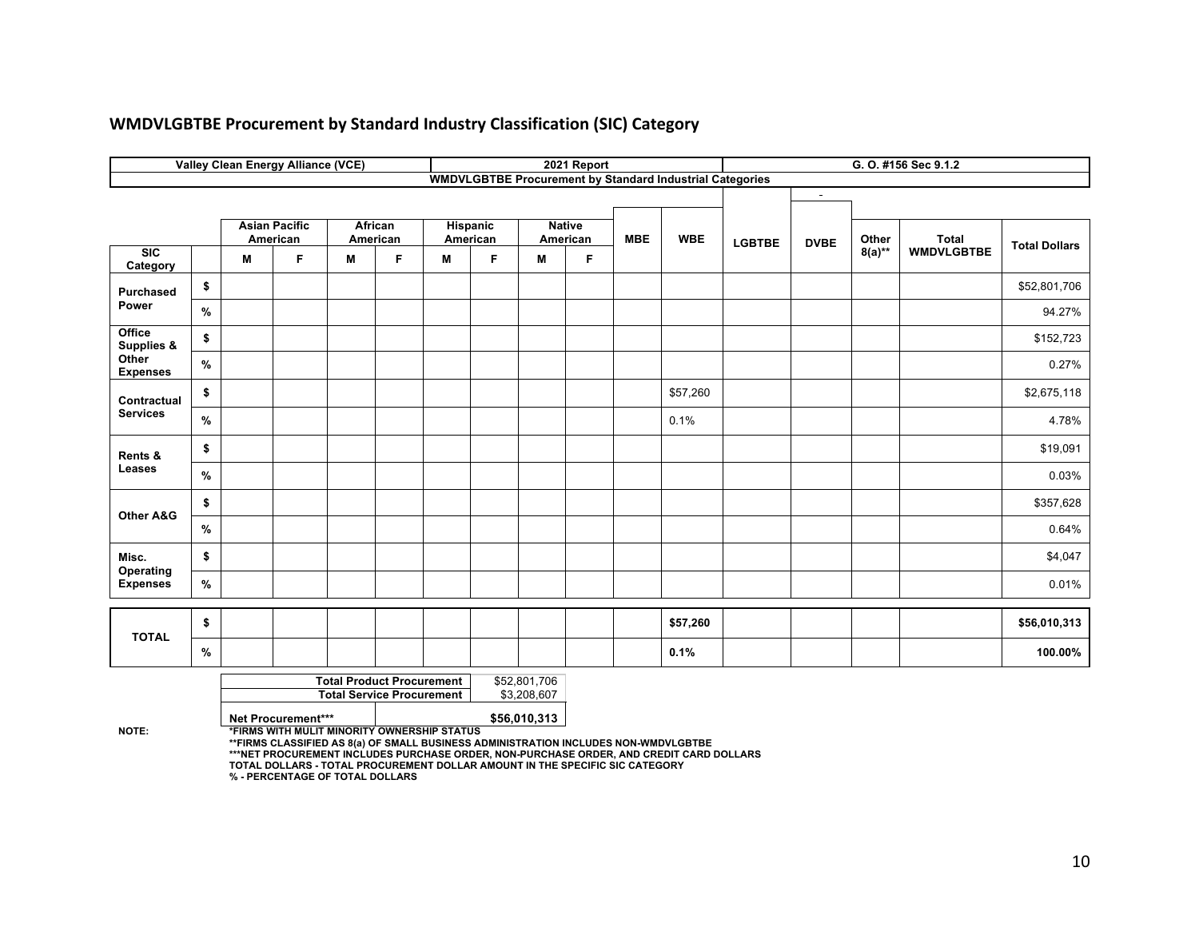## WMDVLGBTBE Procurement by Standard Industry Classification (SIC) Category

| Valley Clean Energy Alliance (VCE) | | | | | | | | | 2021 Report | | | | | | | | G. O. #156 Sec 9.1.2 |
|---|---|---|---|---|---|---|---|---|---|---|---|---|---|---|---|---|---|
| WMDVLGBTBE Procurement by Standard Industrial Categories | | | | | | | | | | | | | | | | | |
| | | Asian Pacific American | | African American | | Hispanic American | | Native American | | MBE | WBE | LGBTBE | DVBE | Other 8(a)** | Total WMDVLGBTBE | Total Dollars | |
| SIC Category | | M | F | M | F | M | F | M | F | | | | | | | | |
| Purchased Power | $ | | | | | | | | | | | | | | | $52,801,706 | |
| | % | | | | | | | | | | | | | | | 94.27% | |
| Office Supplies & Other Expenses | $ | | | | | | | | | | | | | | | $152,723 | |
| | % | | | | | | | | | | | | | | | 0.27% | |
| Contractual Services | $ | | | | | | | | | | $57,260 | | | | | $2,675,118 | |
| | % | | | | | | | | | | 0.1% | | | | | 4.78% | |
| Rents & Leases | $ | | | | | | | | | | | | | | | $19,091 | |
| | % | | | | | | | | | | | | | | | 0.03% | |
| Other A&G | $ | | | | | | | | | | | | | | | $357,628 | |
| | % | | | | | | | | | | | | | | | 0.64% | |
| Misc. Operating Expenses | $ | | | | | | | | | | | | | | | $4,047 | |
| | % | | | | | | | | | | | | | | | 0.01% | |
| **TOTAL** | $ | | | | | | | | | | **$57,260** | | | | | **$56,010,313** | |
| | % | | | | | | | | | | **0.1%** | | | | | **100.00%** | |

| | |
|---|---|
| **Total Product Procurement** | $52,801,706 |
| **Total Service Procurement** | $3,208,607 |
| **Net Procurement***** | **$56,010,313** |

NOTE:
*FIRMS WITH MULIT MINORITY OWNERSHIP STATUS
**FIRMS CLASSIFIED AS 8(a) OF SMALL BUSINESS ADMINISTRATION INCLUDES NON-WMDVLGBTBE
***NET PROCUREMENT INCLUDES PURCHASE ORDER, NON-PURCHASE ORDER, AND CREDIT CARD DOLLARS
TOTAL DOLLARS - TOTAL PROCUREMENT DOLLAR AMOUNT IN THE SPECIFIC SIC CATEGORY
% - PERCENTAGE OF TOTAL DOLLARS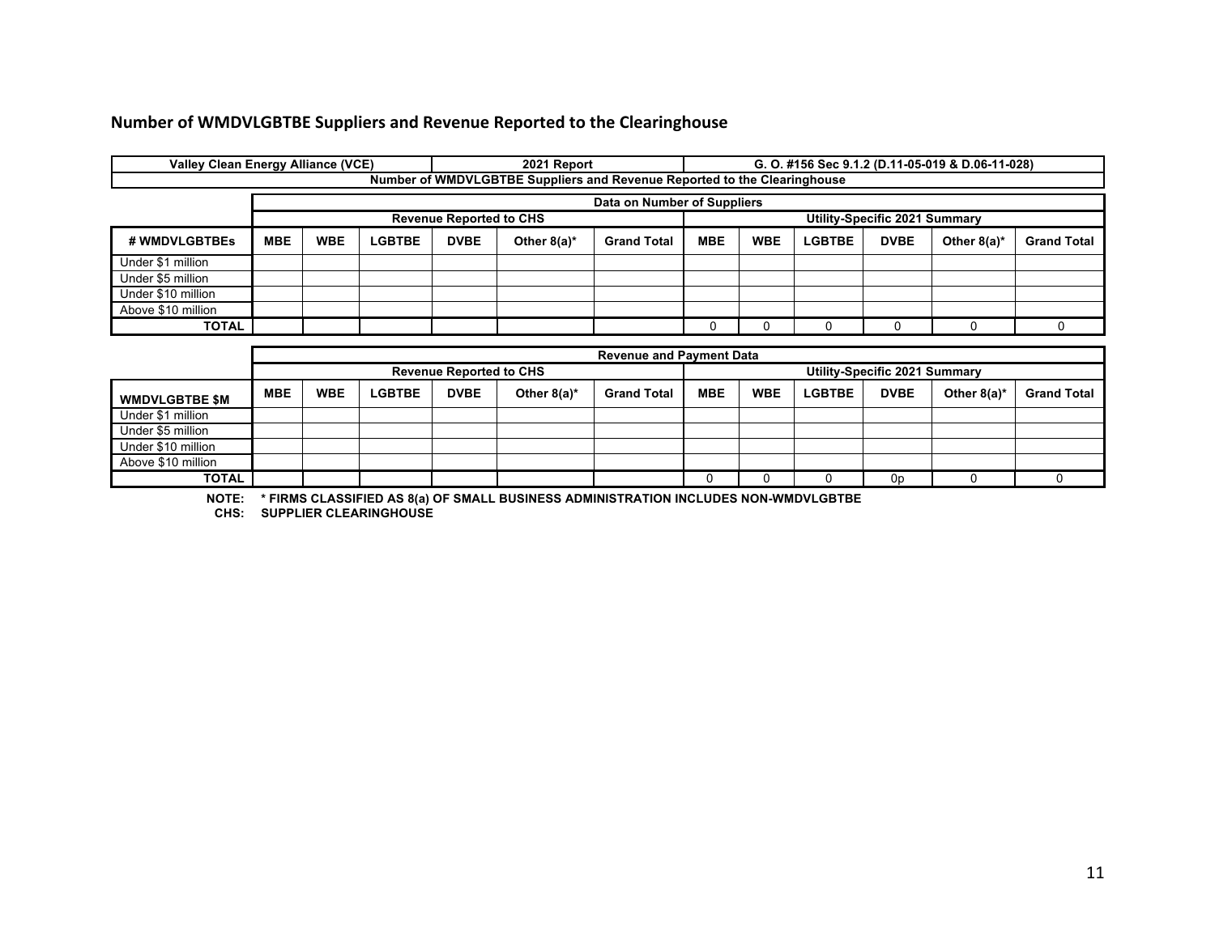## Number of WMDVLGBTBE Suppliers and Revenue Reported to the Clearinghouse

| Valley Clean Energy Alliance (VCE) | | | | | 2021 Report | | G. O. #156 Sec 9.1.2 (D.11-05-019 & D.06-11-028) | | | | | |
|---|---|---|---|---|---|---|---|---|---|---|---|---|
| Number of WMDVLGBTBE Suppliers and Revenue Reported to the Clearinghouse | | | | | | | | | | | | |
| | Data on Number of Suppliers | | | | | | | | | | | |
| | Revenue Reported to CHS | | | | | | Utility-Specific 2021 Summary | | | | | |
| # WMDVLGBTBEs | MBE | WBE | LGBTBE | DVBE | Other 8(a)* | Grand Total | MBE | WBE | LGBTBE | DVBE | Other 8(a)* | Grand Total |
| Under $1 million | | | | | | | | | | | | |
| Under $5 million | | | | | | | | | | | | |
| Under $10 million | | | | | | | | | | | | |
| Above $10 million | | | | | | | | | | | | |
| TOTAL | | | | | | | 0 | 0 | 0 | 0 | 0 | 0 |

| | Revenue and Payment Data | | | | | | | | | | | |
|---|---|---|---|---|---|---|---|---|---|---|---|---|
| | Revenue Reported to CHS | | | | | | Utility-Specific 2021 Summary | | | | | |
| WMDVLGBTBE $M | MBE | WBE | LGBTBE | DVBE | Other 8(a)* | Grand Total | MBE | WBE | LGBTBE | DVBE | Other 8(a)* | Grand Total |
| Under $1 million | | | | | | | | | | | | |
| Under $5 million | | | | | | | | | | | | |
| Under $10 million | | | | | | | | | | | | |
| Above $10 million | | | | | | | | | | | | |
| TOTAL | | | | | | | 0 | 0 | 0 | 0p | 0 | 0 |

**NOTE:** * FIRMS CLASSIFIED AS 8(a) OF SMALL BUSINESS ADMINISTRATION INCLUDES NON-WMDVLGBTBE

**CHS:** SUPPLIER CLEARINGHOUSE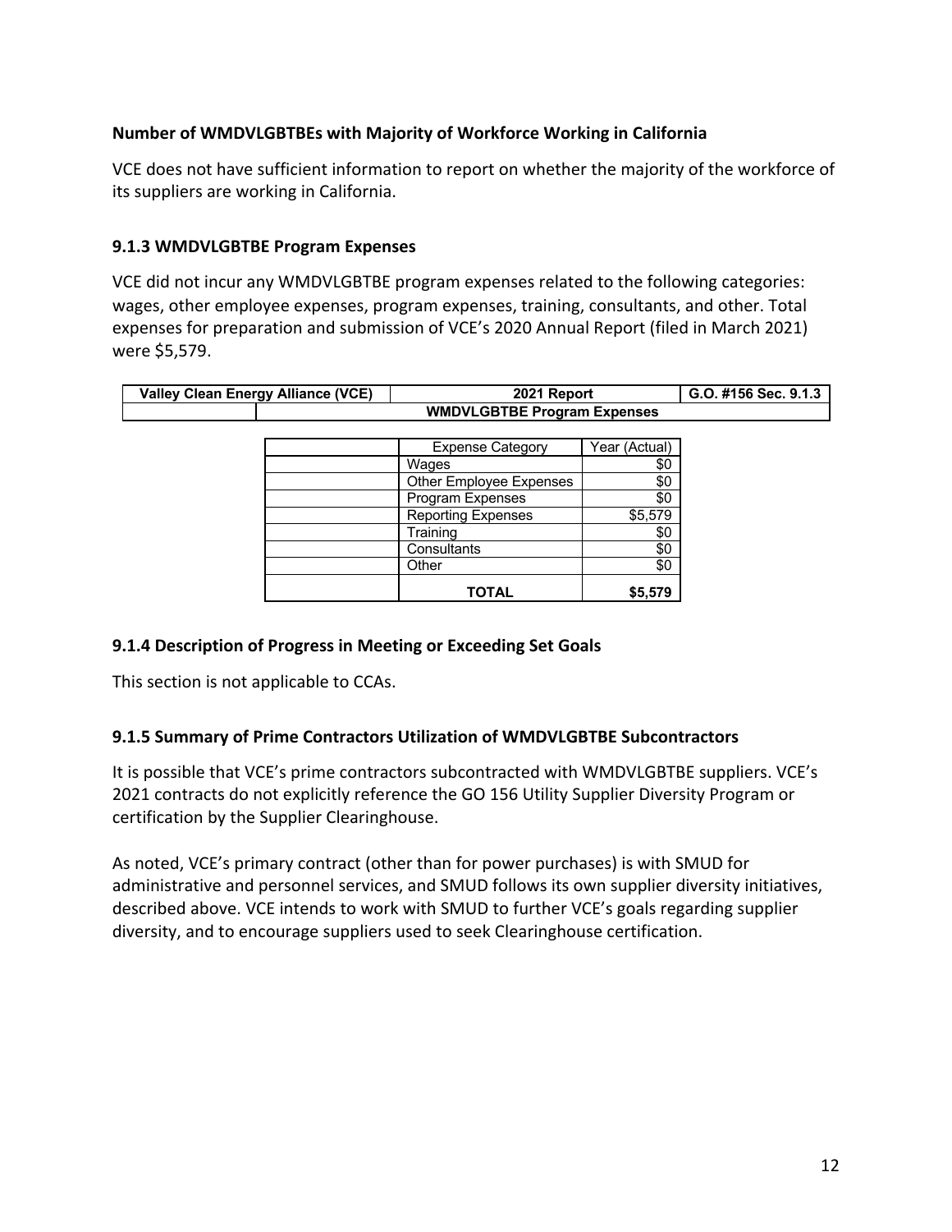**Number of WMDVLGBTBEs with Majority of Workforce Working in California**

VCE does not have sufficient information to report on whether the majority of the workforce of its suppliers are working in California.

### 9.1.3 WMDVLGBTBE Program Expenses

VCE did not incur any WMDVLGBTBE program expenses related to the following categories: wages, other employee expenses, program expenses, training, consultants, and other. Total expenses for preparation and submission of VCE's 2020 Annual Report (filed in March 2021) were $5,579.

| Valley Clean Energy Alliance (VCE) | 2021 Report | G.O. #156 Sec. 9.1.3 |
|---|---|---|
| | WMDVLGBTBE Program Expenses | |

| | Expense Category | Year (Actual) |
|---|---|---|
| | Wages | $0 |
| | Other Employee Expenses | $0 |
| | Program Expenses | $0 |
| | Reporting Expenses | $5,579 |
| | Training | $0 |
| | Consultants | $0 |
| | Other | $0 |
| | **TOTAL** | **$5,579** |

### 9.1.4 Description of Progress in Meeting or Exceeding Set Goals

This section is not applicable to CCAs.

### 9.1.5 Summary of Prime Contractors Utilization of WMDVLGBTBE Subcontractors

It is possible that VCE's prime contractors subcontracted with WMDVLGBTBE suppliers. VCE's 2021 contracts do not explicitly reference the GO 156 Utility Supplier Diversity Program or certification by the Supplier Clearinghouse.

As noted, VCE's primary contract (other than for power purchases) is with SMUD for administrative and personnel services, and SMUD follows its own supplier diversity initiatives, described above. VCE intends to work with SMUD to further VCE's goals regarding supplier diversity, and to encourage suppliers used to seek Clearinghouse certification.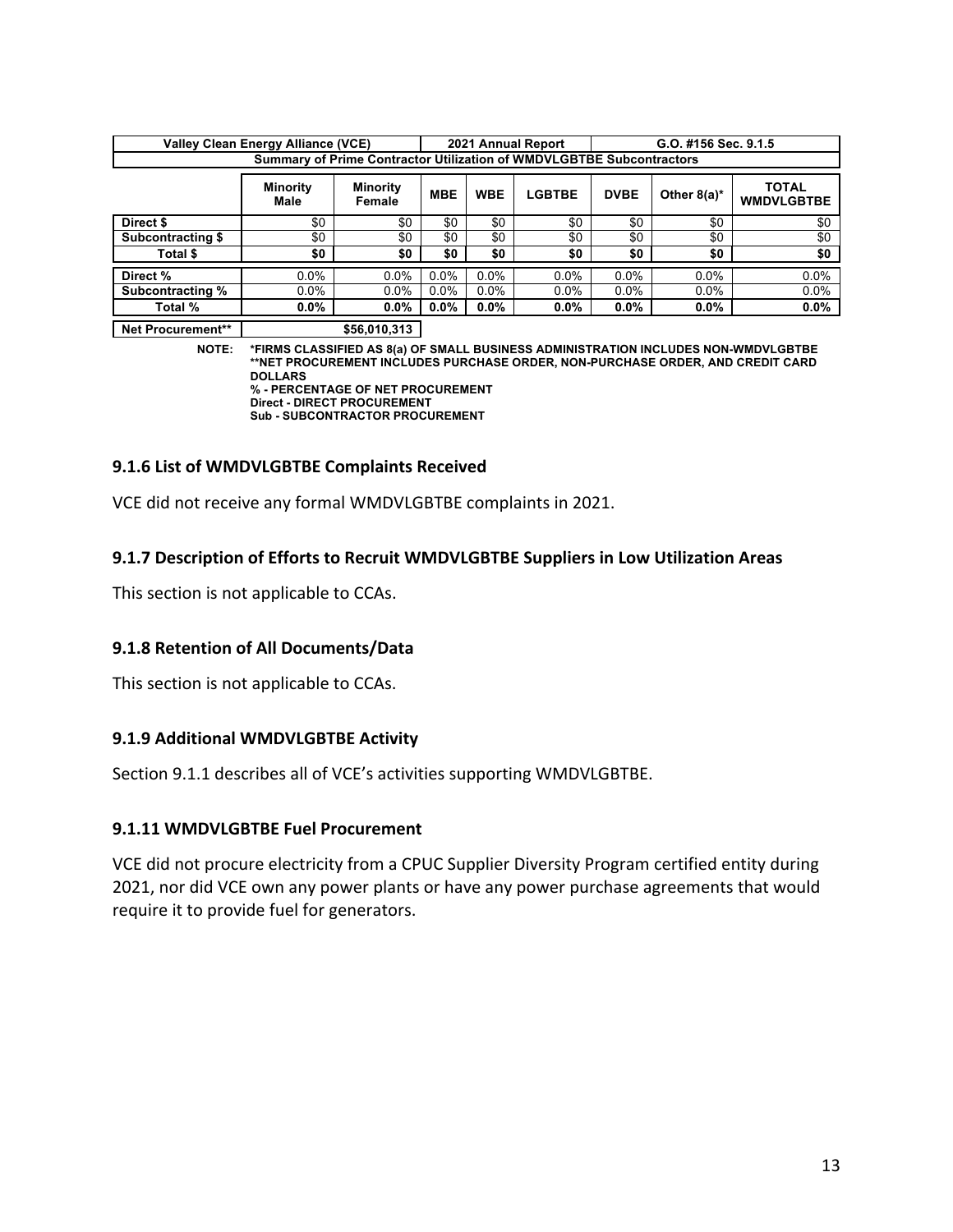| Valley Clean Energy Alliance (VCE) | | | 2021 Annual Report | | | G.O. #156 Sec. 9.1.5 | | |
|---|---|---|---|---|---|---|---|---|
| Summary of Prime Contractor Utilization of WMDVLGBTBE Subcontractors | | | | | | | | |
| | Minority Male | Minority Female | MBE | WBE | LGBTBE | DVBE | Other 8(a)* | TOTAL WMDVLGBTBE |
| **Direct $** | $0 | $0 | $0 | $0 | $0 | $0 | $0 | $0 |
| **Subcontracting $** | $0 | $0 | $0 | $0 | $0 | $0 | $0 | $0 |
| **Total $** | **$0** | **$0** | **$0** | **$0** | **$0** | **$0** | **$0** | **$0** |
| **Direct %** | 0.0% | 0.0% | 0.0% | 0.0% | 0.0% | 0.0% | 0.0% | 0.0% |
| **Subcontracting %** | 0.0% | 0.0% | 0.0% | 0.0% | 0.0% | 0.0% | 0.0% | 0.0% |
| **Total %** | **0.0%** | **0.0%** | **0.0%** | **0.0%** | **0.0%** | **0.0%** | **0.0%** | **0.0%** |
| **Net Procurement**** | **$56,010,313** | | | | | | | |

**NOTE:** **\*FIRMS CLASSIFIED AS 8(a) OF SMALL BUSINESS ADMINISTRATION INCLUDES NON-WMDVLGBTBE**
**\*\*NET PROCUREMENT INCLUDES PURCHASE ORDER, NON-PURCHASE ORDER, AND CREDIT CARD DOLLARS**
**% - PERCENTAGE OF NET PROCUREMENT**
**Direct - DIRECT PROCUREMENT**
**Sub - SUBCONTRACTOR PROCUREMENT**

### 9.1.6 List of WMDVLGBTBE Complaints Received

VCE did not receive any formal WMDVLGBTBE complaints in 2021.

### 9.1.7 Description of Efforts to Recruit WMDVLGBTBE Suppliers in Low Utilization Areas

This section is not applicable to CCAs.

### 9.1.8 Retention of All Documents/Data

This section is not applicable to CCAs.

### 9.1.9 Additional WMDVLGBTBE Activity

Section 9.1.1 describes all of VCE's activities supporting WMDVLGBTBE.

### 9.1.11 WMDVLGBTBE Fuel Procurement

VCE did not procure electricity from a CPUC Supplier Diversity Program certified entity during 2021, nor did VCE own any power plants or have any power purchase agreements that would require it to provide fuel for generators.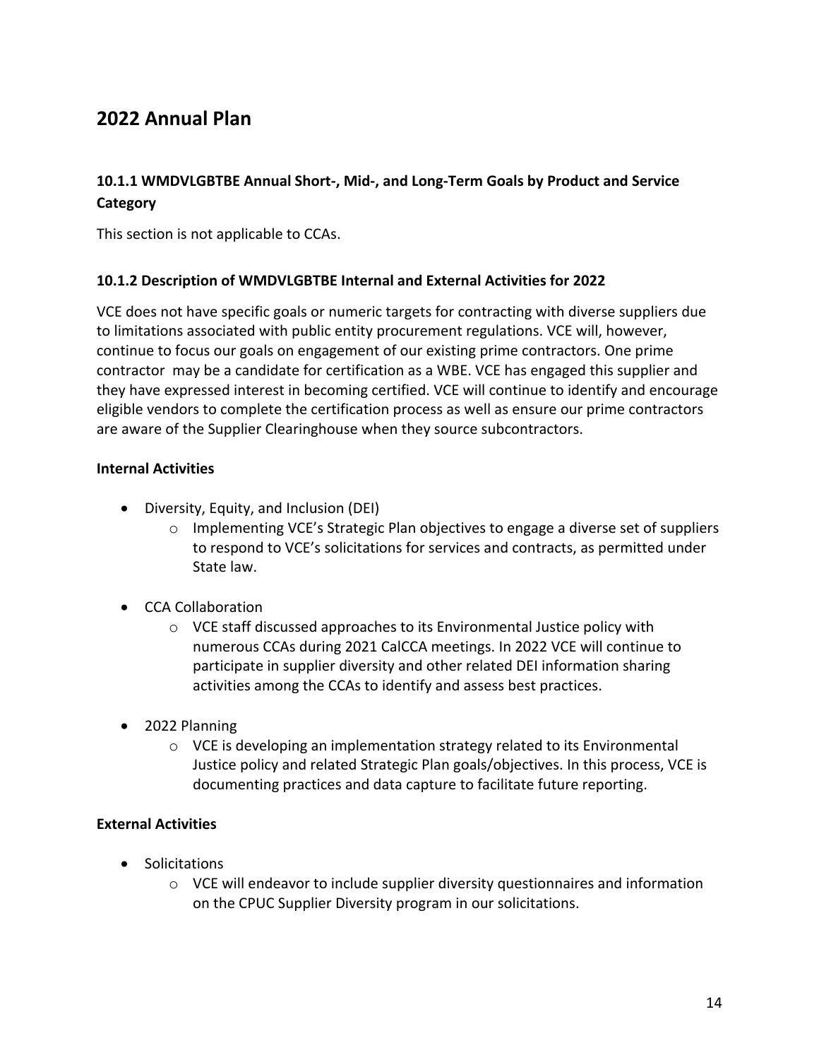## 2022 Annual Plan

### 10.1.1 WMDVLGBTBE Annual Short-, Mid-, and Long-Term Goals by Product and Service Category

This section is not applicable to CCAs.

### 10.1.2 Description of WMDVLGBTBE Internal and External Activities for 2022

VCE does not have specific goals or numeric targets for contracting with diverse suppliers due to limitations associated with public entity procurement regulations. VCE will, however, continue to focus our goals on engagement of our existing prime contractors. One prime contractor may be a candidate for certification as a WBE. VCE has engaged this supplier and they have expressed interest in becoming certified. VCE will continue to identify and encourage eligible vendors to complete the certification process as well as ensure our prime contractors are aware of the Supplier Clearinghouse when they source subcontractors.

**Internal Activities**

- Diversity, Equity, and Inclusion (DEI)
  - Implementing VCE's Strategic Plan objectives to engage a diverse set of suppliers to respond to VCE's solicitations for services and contracts, as permitted under State law.
- CCA Collaboration
  - VCE staff discussed approaches to its Environmental Justice policy with numerous CCAs during 2021 CalCCA meetings. In 2022 VCE will continue to participate in supplier diversity and other related DEI information sharing activities among the CCAs to identify and assess best practices.
- 2022 Planning
  - VCE is developing an implementation strategy related to its Environmental Justice policy and related Strategic Plan goals/objectives. In this process, VCE is documenting practices and data capture to facilitate future reporting.

**External Activities**

- Solicitations
  - VCE will endeavor to include supplier diversity questionnaires and information on the CPUC Supplier Diversity program in our solicitations.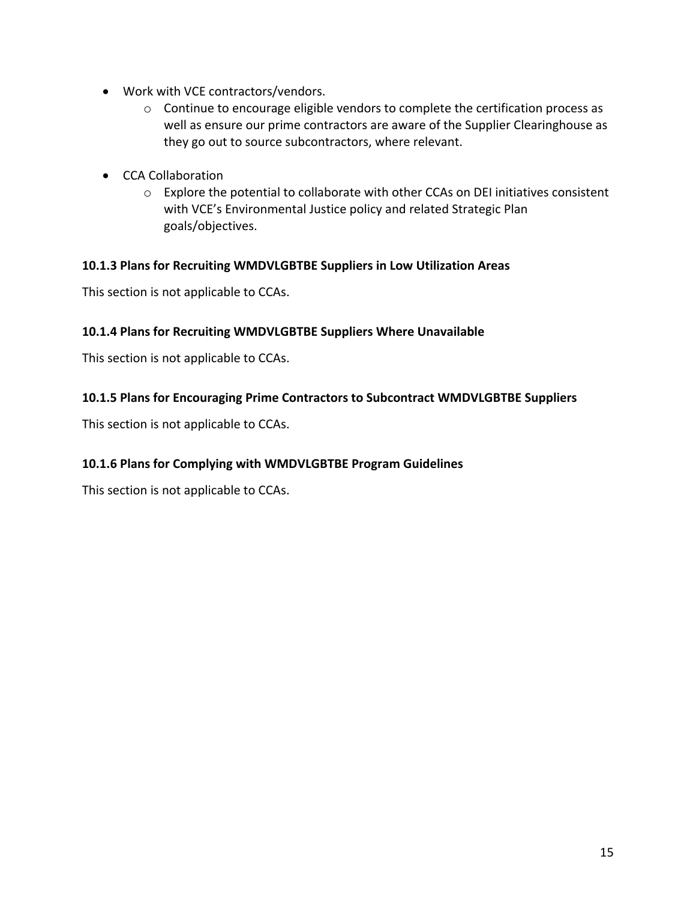- Work with VCE contractors/vendors.
  - Continue to encourage eligible vendors to complete the certification process as well as ensure our prime contractors are aware of the Supplier Clearinghouse as they go out to source subcontractors, where relevant.

- CCA Collaboration
  - Explore the potential to collaborate with other CCAs on DEI initiatives consistent with VCE's Environmental Justice policy and related Strategic Plan goals/objectives.

### 10.1.3 Plans for Recruiting WMDVLGBTBE Suppliers in Low Utilization Areas

This section is not applicable to CCAs.

### 10.1.4 Plans for Recruiting WMDVLGBTBE Suppliers Where Unavailable

This section is not applicable to CCAs.

### 10.1.5 Plans for Encouraging Prime Contractors to Subcontract WMDVLGBTBE Suppliers

This section is not applicable to CCAs.

### 10.1.6 Plans for Complying with WMDVLGBTBE Program Guidelines

This section is not applicable to CCAs.